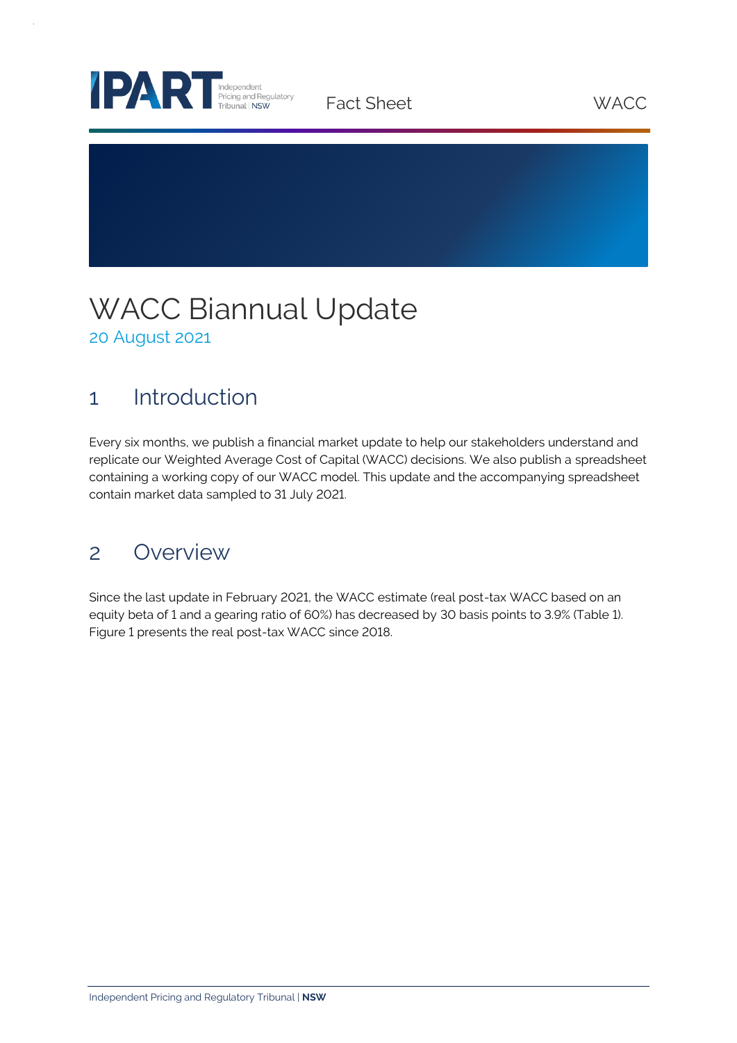# WACC Biannual Update

20 August 2021

## 1 Introduction

Every six months, we publish a financial market update to help our stakeholders understand and replicate our Weighted Average Cost of Capital (WACC) decisions. We also publish a spreadsheet containing a working copy of our WACC model. This update and the accompanying spreadsheet contain market data sampled to 31 July 2021.

## 2 Overview

Since the last update in February 2021, the WACC estimate (real post-tax WACC based on an equity beta of 1 and a gearing ratio of 60%) has decreased by 30 basis points to 3.9% (Table 1). Figure 1 presents the real post-tax WACC since 2018.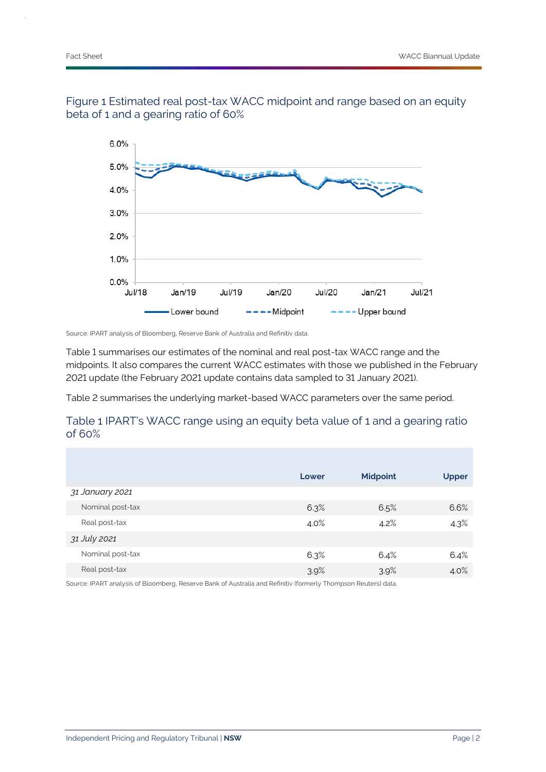## Figure 1 Estimated real post-tax WACC midpoint and range based on an equity beta of 1 and a gearing ratio of 60%

Source: IPART analysis of Bloomberg, Reserve Bank of Australia and Refinitiv data.

Table 1 summarises our estimates of the nominal and real post-tax WACC range and the midpoints. It also compares the current WACC estimates with those we published in the February 2021 update (the February 2021 update contains data sampled to 31 January 2021).

Table 2 summarises the underlying market-based WACC parameters over the same period.

## Table 1 IPART's WACC range using an equity beta value of 1 and a gearing ratio of 60%

| | Lower | Midpoint | Upper |
|---|---|---|---|
| *31 January 2021* | | | |
| Nominal post-tax | 6.3% | 6.5% | 6.6% |
| Real post-tax | 4.0% | 4.2% | 4.3% |
| *31 July 2021* | | | |
| Nominal post-tax | 6.3% | 6.4% | 6.4% |
| Real post-tax | 3.9% | 3.9% | 4.0% |

Source: IPART analysis of Bloomberg, Reserve Bank of Australia and Refinitiv (formerly Thompson Reuters) data.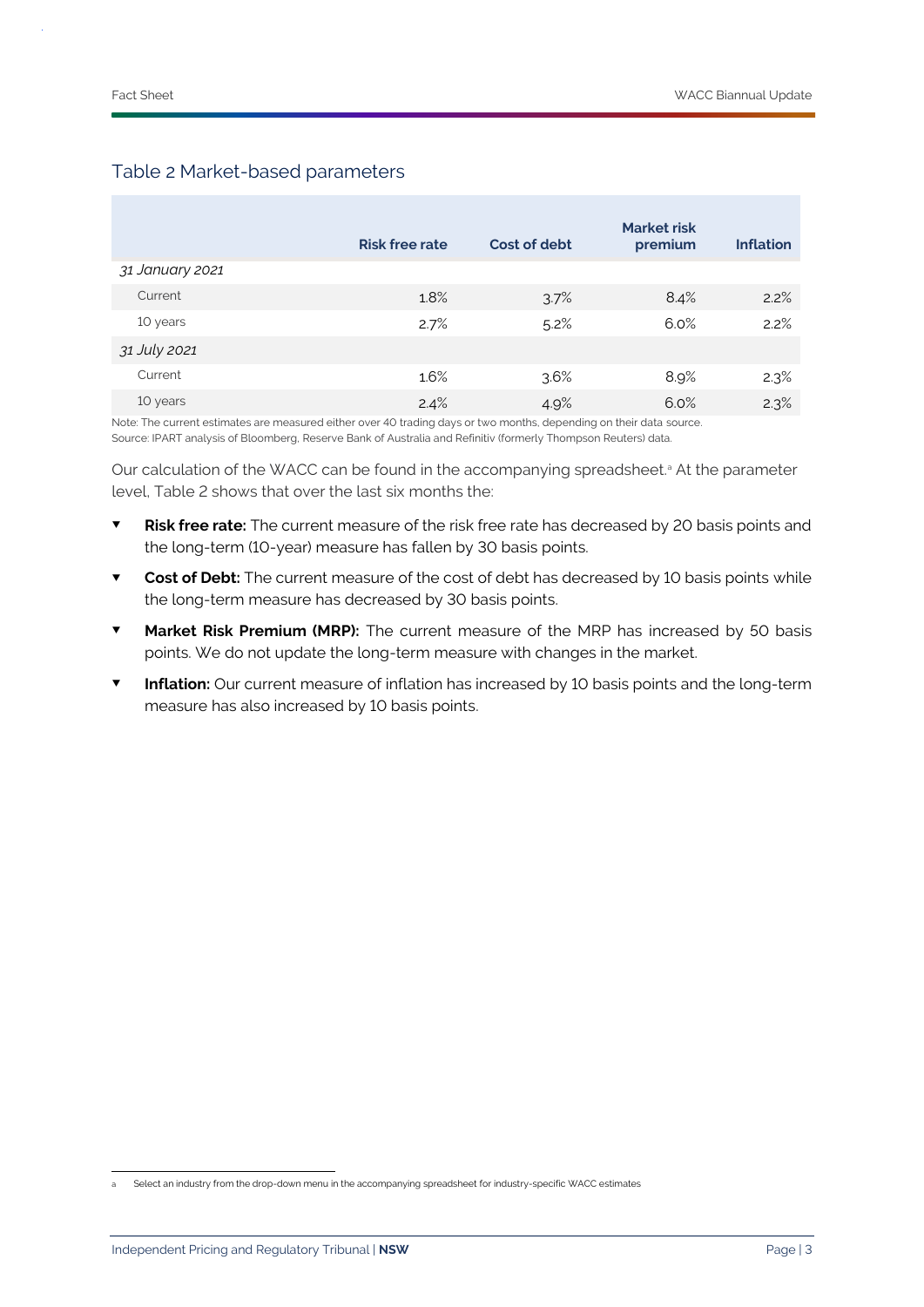## Table 2 Market-based parameters

| | Risk free rate | Cost of debt | Market risk premium | Inflation |
|---|---|---|---|---|
| *31 January 2021* | | | | |
| Current | 1.8% | 3.7% | 8.4% | 2.2% |
| 10 years | 2.7% | 5.2% | 6.0% | 2.2% |
| *31 July 2021* | | | | |
| Current | 1.6% | 3.6% | 8.9% | 2.3% |
| 10 years | 2.4% | 4.9% | 6.0% | 2.3% |

Note: The current estimates are measured either over 40 trading days or two months, depending on their data source.
Source: IPART analysis of Bloomberg, Reserve Bank of Australia and Refinitiv (formerly Thompson Reuters) data.

Our calculation of the WACC can be found in the accompanying spreadsheet.[a] At the parameter level, Table 2 shows that over the last six months the:

- **Risk free rate:** The current measure of the risk free rate has decreased by 20 basis points and the long-term (10-year) measure has fallen by 30 basis points.
- **Cost of Debt:** The current measure of the cost of debt has decreased by 10 basis points while the long-term measure has decreased by 30 basis points.
- **Market Risk Premium (MRP):** The current measure of the MRP has increased by 50 basis points. We do not update the long-term measure with changes in the market.
- **Inflation:** Our current measure of inflation has increased by 10 basis points and the long-term measure has also increased by 10 basis points.

[a] Select an industry from the drop-down menu in the accompanying spreadsheet for industry-specific WACC estimates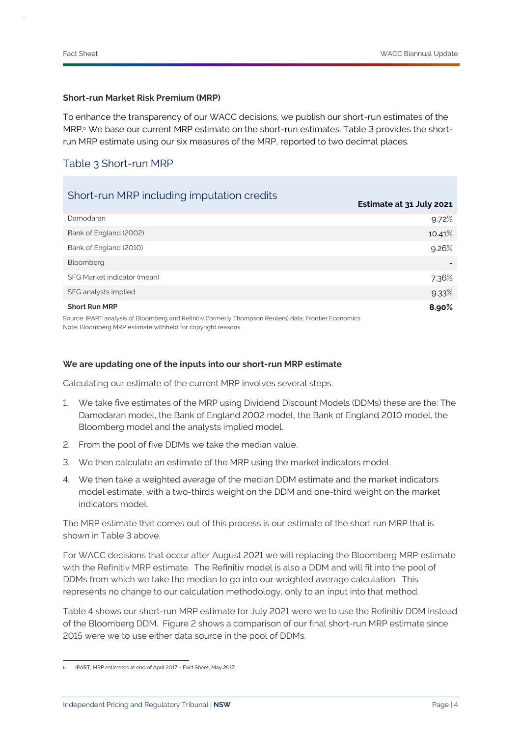**Short-run Market Risk Premium (MRP)**

To enhance the transparency of our WACC decisions, we publish our short-run estimates of the MRP.[b] We base our current MRP estimate on the short-run estimates. Table 3 provides the short-run MRP estimate using our six measures of the MRP, reported to two decimal places.

## Table 3 Short-run MRP

| Short-run MRP including imputation credits | Estimate at 31 July 2021 |
|---|---|
| Damodaran | 9.72% |
| Bank of England (2002) | 10.41% |
| Bank of England (2010) | 9.26% |
| Bloomberg | - |
| SFG Market indicator (mean) | 7.36% |
| SFG analysts implied | 9.33% |
| **Short Run MRP** | **8.90%** |

Source: IPART analysis of Bloomberg and Refinitiv (formerly Thompson Reuters) data; Frontier Economics.
Note: Bloomberg MRP estimate withheld for copyright reasons

**We are updating one of the inputs into our short-run MRP estimate**

Calculating our estimate of the current MRP involves several steps.

1. We take five estimates of the MRP using Dividend Discount Models (DDMs) these are the: The Damodaran model, the Bank of England 2002 model, the Bank of England 2010 model, the Bloomberg model and the analysts implied model.
2. From the pool of five DDMs we take the median value.
3. We then calculate an estimate of the MRP using the market indicators model.
4. We then take a weighted average of the median DDM estimate and the market indicators model estimate, with a two-thirds weight on the DDM and one-third weight on the market indicators model.

The MRP estimate that comes out of this process is our estimate of the short run MRP that is shown in Table 3 above.

For WACC decisions that occur after August 2021 we will replacing the Bloomberg MRP estimate with the Refinitiv MRP estimate. The Refinitiv model is also a DDM and will fit into the pool of DDMs from which we take the median to go into our weighted average calculation. This represents no change to our calculation methodology, only to an input into that method.

Table 4 shows our short-run MRP estimate for July 2021 were we to use the Refinitiv DDM instead of the Bloomberg DDM. Figure 2 shows a comparison of our final short-run MRP estimate since 2015 were we to use either data source in the pool of DDMs.

[b] IPART, MRP estimates at end of April 2017 – Fact Sheet, May 2017.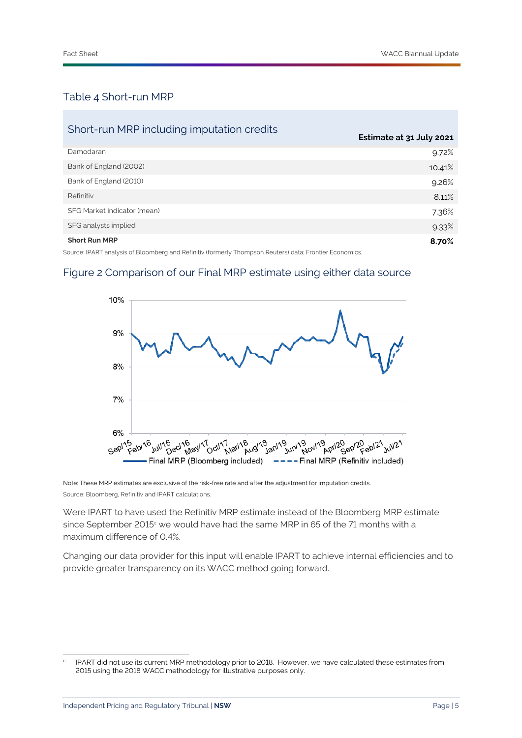## Table 4 Short-run MRP

| Short-run MRP including imputation credits | Estimate at 31 July 2021 |
| --- | --- |
| Damodaran | 9.72% |
| Bank of England (2002) | 10.41% |
| Bank of England (2010) | 9.26% |
| Refinitiv | 8.11% |
| SFG Market indicator (mean) | 7.36% |
| SFG analysts implied | 9.33% |
| **Short Run MRP** | **8.70%** |

Source: IPART analysis of Bloomberg and Refinitiv (formerly Thompson Reuters) data; Frontier Economics.

## Figure 2 Comparison of our Final MRP estimate using either data source

Note: These MRP estimates are exclusive of the risk-free rate and after the adjustment for imputation credits.

Source: Bloomberg, Refinitiv and IPART calculations.

Were IPART to have used the Refinitiv MRP estimate instead of the Bloomberg MRP estimate since September 2015[c] we would have had the same MRP in 65 of the 71 months with a maximum difference of 0.4%.

Changing our data provider for this input will enable IPART to achieve internal efficiencies and to provide greater transparency on its WACC method going forward.

[c] IPART did not use its current MRP methodology prior to 2018. However, we have calculated these estimates from 2015 using the 2018 WACC methodology for illustrative purposes only.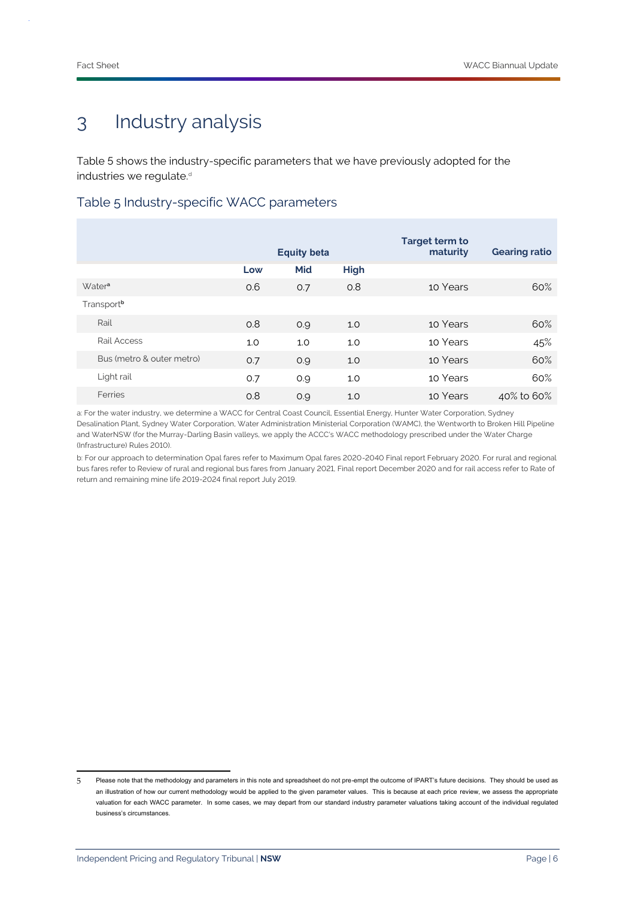# 3 Industry analysis

Table 5 shows the industry-specific parameters that we have previously adopted for the industries we regulate.[d]

## Table 5 Industry-specific WACC parameters

| | Equity beta | | | Target term to maturity | Gearing ratio |
|---|---|---|---|---|---|
| | Low | Mid | High | | |
| Water[a] | 0.6 | 0.7 | 0.8 | 10 Years | 60% |
| Transport[b] | | | | | |
| Rail | 0.8 | 0.9 | 1.0 | 10 Years | 60% |
| Rail Access | 1.0 | 1.0 | 1.0 | 10 Years | 45% |
| Bus (metro & outer metro) | 0.7 | 0.9 | 1.0 | 10 Years | 60% |
| Light rail | 0.7 | 0.9 | 1.0 | 10 Years | 60% |
| Ferries | 0.8 | 0.9 | 1.0 | 10 Years | 40% to 60% |

a: For the water industry, we determine a WACC for Central Coast Council, Essential Energy, Hunter Water Corporation, Sydney Desalination Plant, Sydney Water Corporation, Water Administration Ministerial Corporation (WAMC), the Wentworth to Broken Hill Pipeline and WaterNSW (for the Murray-Darling Basin valleys, we apply the ACCC's WACC methodology prescribed under the Water Charge (Infrastructure) Rules 2010).

b: For our approach to determination Opal fares refer to Maximum Opal fares 2020-2040 Final report February 2020. For rural and regional bus fares refer to Review of rural and regional bus fares from January 2021, Final report December 2020 and for rail access refer to Rate of return and remaining mine life 2019-2024 final report July 2019.

5 Please note that the methodology and parameters in this note and spreadsheet do not pre-empt the outcome of IPART's future decisions. They should be used as an illustration of how our current methodology would be applied to the given parameter values. This is because at each price review, we assess the appropriate valuation for each WACC parameter. In some cases, we may depart from our standard industry parameter valuations taking account of the individual regulated business's circumstances.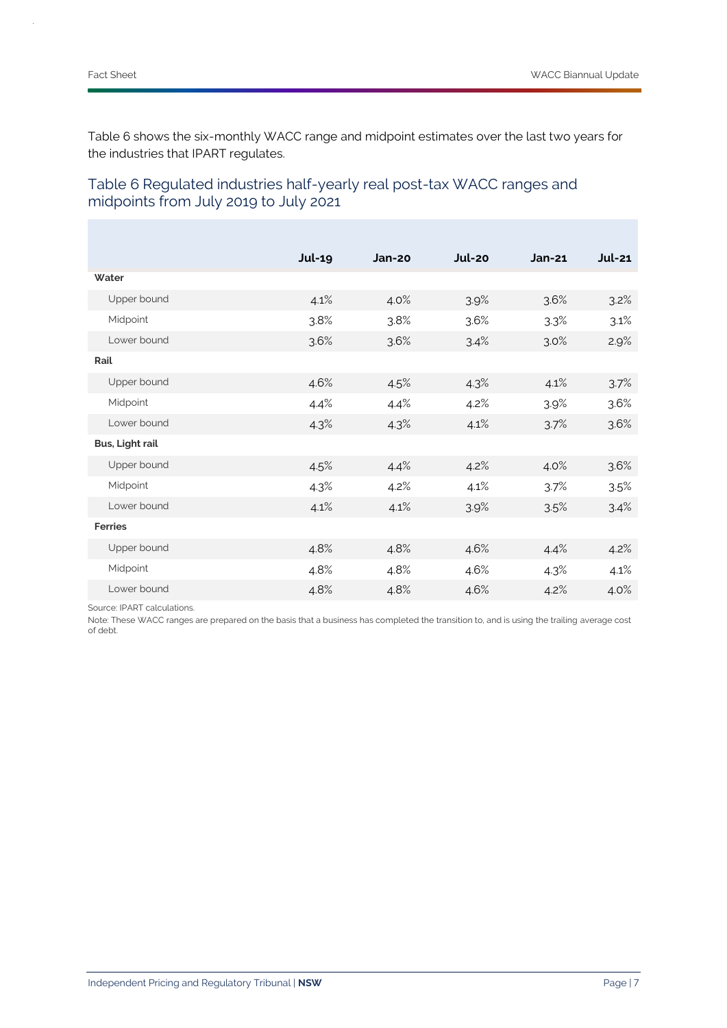Table 6 shows the six-monthly WACC range and midpoint estimates over the last two years for the industries that IPART regulates.

## Table 6 Regulated industries half-yearly real post-tax WACC ranges and midpoints from July 2019 to July 2021

| | Jul-19 | Jan-20 | Jul-20 | Jan-21 | Jul-21 |
|---|---|---|---|---|---|
| **Water** | | | | | |
| Upper bound | 4.1% | 4.0% | 3.9% | 3.6% | 3.2% |
| Midpoint | 3.8% | 3.8% | 3.6% | 3.3% | 3.1% |
| Lower bound | 3.6% | 3.6% | 3.4% | 3.0% | 2.9% |
| **Rail** | | | | | |
| Upper bound | 4.6% | 4.5% | 4.3% | 4.1% | 3.7% |
| Midpoint | 4.4% | 4.4% | 4.2% | 3.9% | 3.6% |
| Lower bound | 4.3% | 4.3% | 4.1% | 3.7% | 3.6% |
| **Bus, Light rail** | | | | | |
| Upper bound | 4.5% | 4.4% | 4.2% | 4.0% | 3.6% |
| Midpoint | 4.3% | 4.2% | 4.1% | 3.7% | 3.5% |
| Lower bound | 4.1% | 4.1% | 3.9% | 3.5% | 3.4% |
| **Ferries** | | | | | |
| Upper bound | 4.8% | 4.8% | 4.6% | 4.4% | 4.2% |
| Midpoint | 4.8% | 4.8% | 4.6% | 4.3% | 4.1% |
| Lower bound | 4.8% | 4.8% | 4.6% | 4.2% | 4.0% |

Source: IPART calculations.

Note: These WACC ranges are prepared on the basis that a business has completed the transition to, and is using the trailing average cost of debt.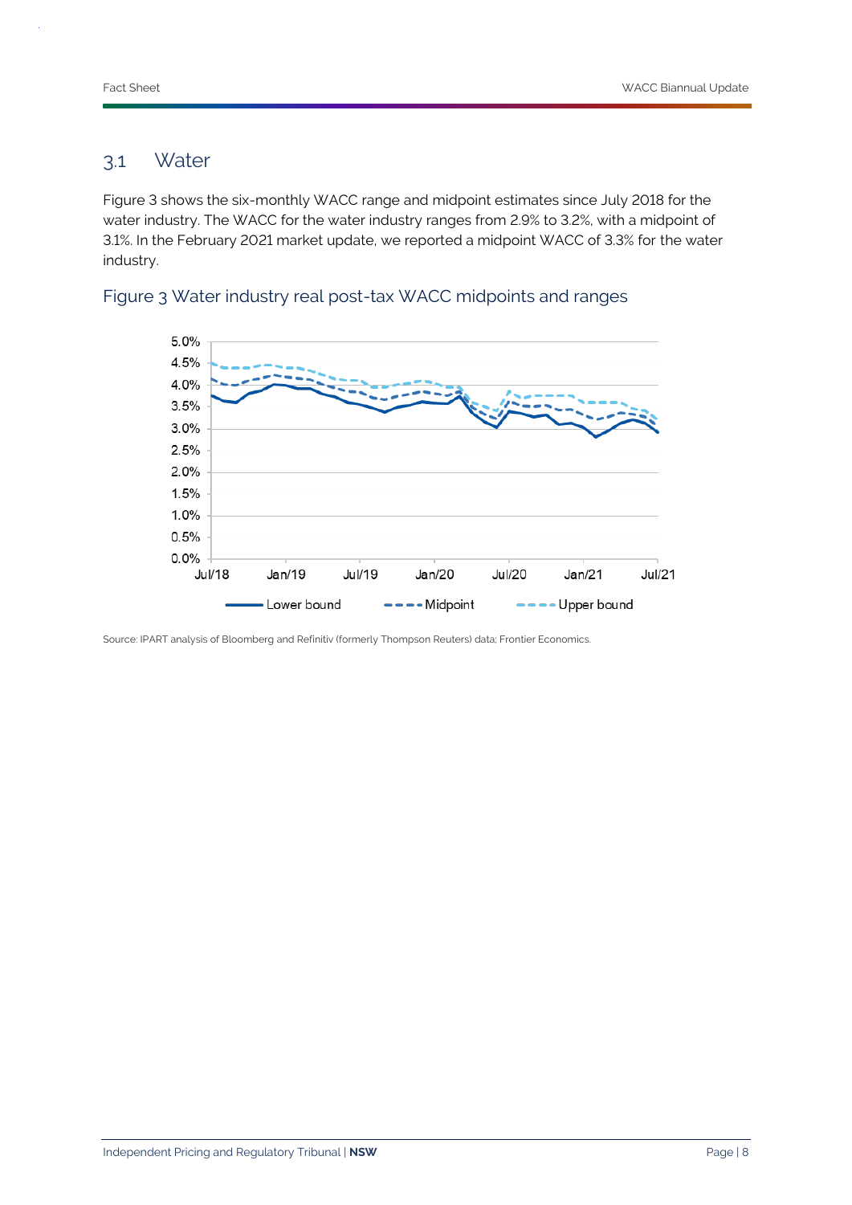## 3.1 Water

Figure 3 shows the six-monthly WACC range and midpoint estimates since July 2018 for the water industry. The WACC for the water industry ranges from 2.9% to 3.2%, with a midpoint of 3.1%. In the February 2021 market update, we reported a midpoint WACC of 3.3% for the water industry.

### Figure 3 Water industry real post-tax WACC midpoints and ranges

Source: IPART analysis of Bloomberg and Refinitiv (formerly Thompson Reuters) data; Frontier Economics.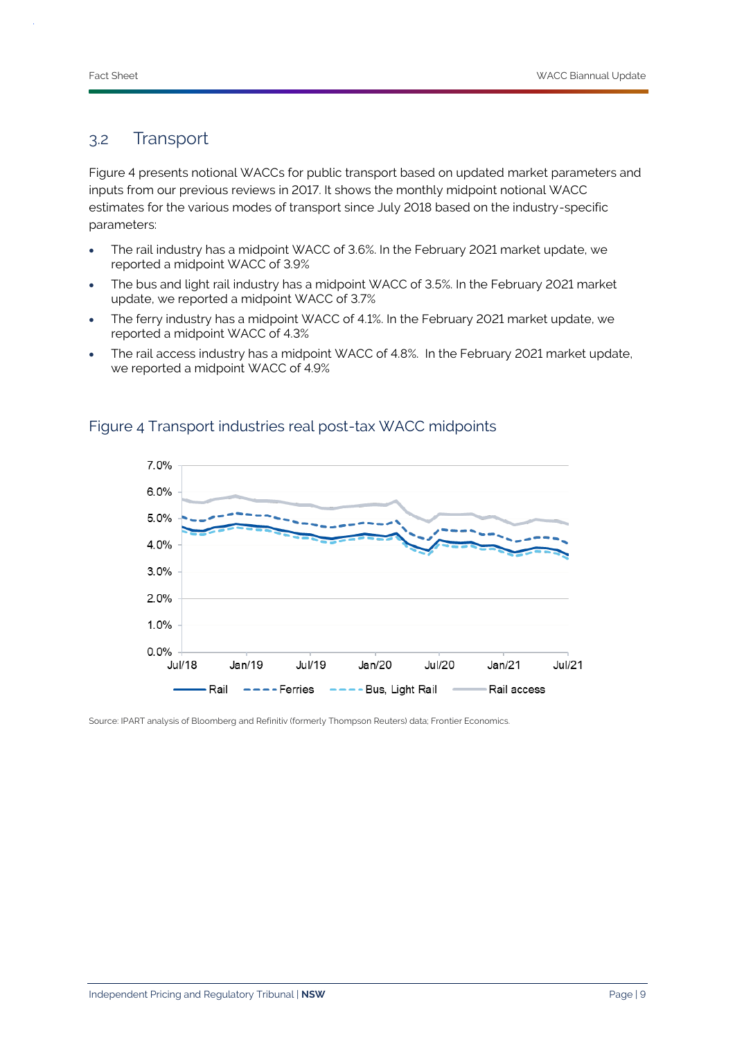## 3.2 Transport

Figure 4 presents notional WACCs for public transport based on updated market parameters and inputs from our previous reviews in 2017. It shows the monthly midpoint notional WACC estimates for the various modes of transport since July 2018 based on the industry-specific parameters:

- The rail industry has a midpoint WACC of 3.6%. In the February 2021 market update, we reported a midpoint WACC of 3.9%
- The bus and light rail industry has a midpoint WACC of 3.5%. In the February 2021 market update, we reported a midpoint WACC of 3.7%
- The ferry industry has a midpoint WACC of 4.1%. In the February 2021 market update, we reported a midpoint WACC of 4.3%
- The rail access industry has a midpoint WACC of 4.8%. In the February 2021 market update, we reported a midpoint WACC of 4.9%

### Figure 4 Transport industries real post-tax WACC midpoints

Source: IPART analysis of Bloomberg and Refinitiv (formerly Thompson Reuters) data; Frontier Economics.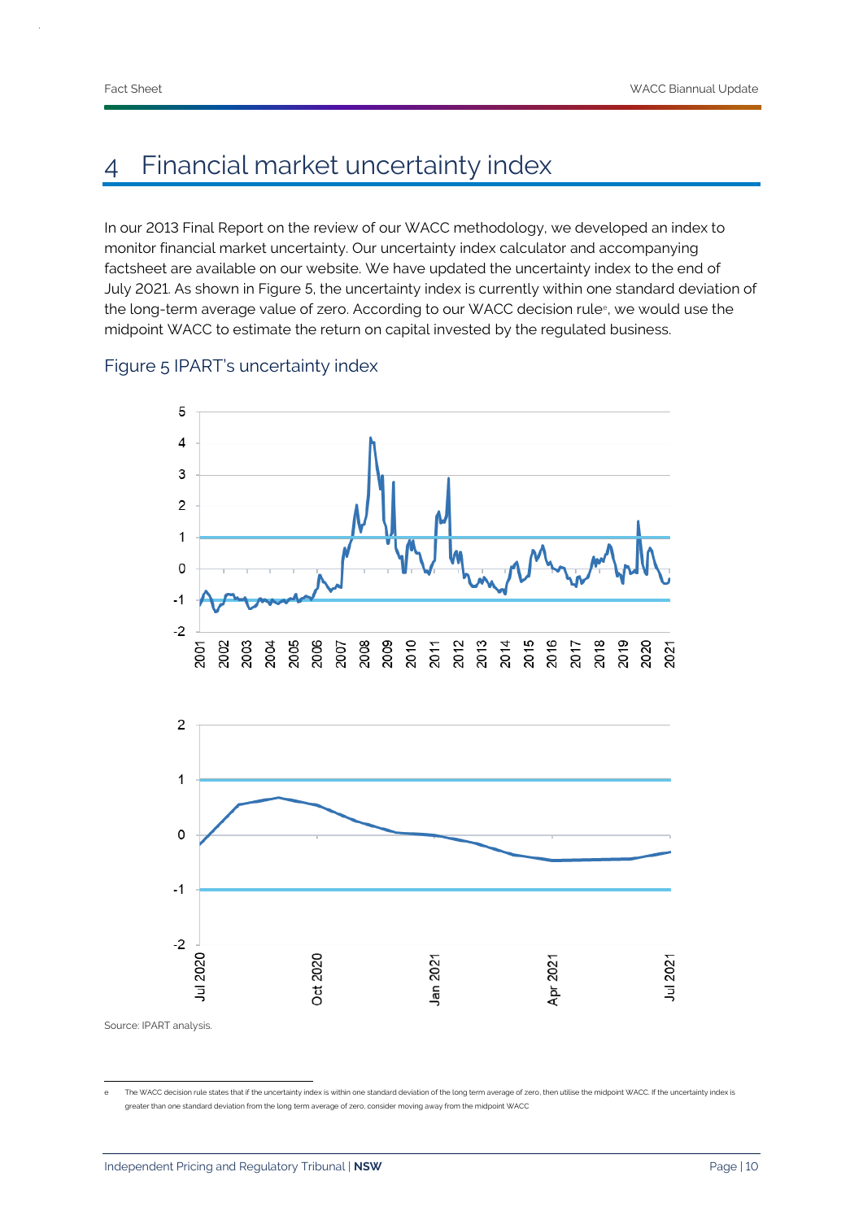# 4 Financial market uncertainty index

In our 2013 Final Report on the review of our WACC methodology, we developed an index to monitor financial market uncertainty. Our uncertainty index calculator and accompanying factsheet are available on our website. We have updated the uncertainty index to the end of July 2021. As shown in Figure 5, the uncertainty index is currently within one standard deviation of the long-term average value of zero. According to our WACC decision rule[e], we would use the midpoint WACC to estimate the return on capital invested by the regulated business.

## Figure 5 IPART's uncertainty index

5
4
3
2
1
0
-1
-2

2001 2002 2003 2004 2005 2006 2007 2008 2009 2010 2011 2012 2013 2014 2015 2016 2017 2018 2019 2020 2021

2
1
0
-1
-2

Jul 2020 Oct 2020 Jan 2021 Apr 2021 Jul 2021

Source: IPART analysis.

[e] The WACC decision rule states that if the uncertainty index is within one standard deviation of the long term average of zero, then utilise the midpoint WACC. If the uncertainty index is greater than one standard deviation from the long term average of zero, consider moving away from the midpoint WACC